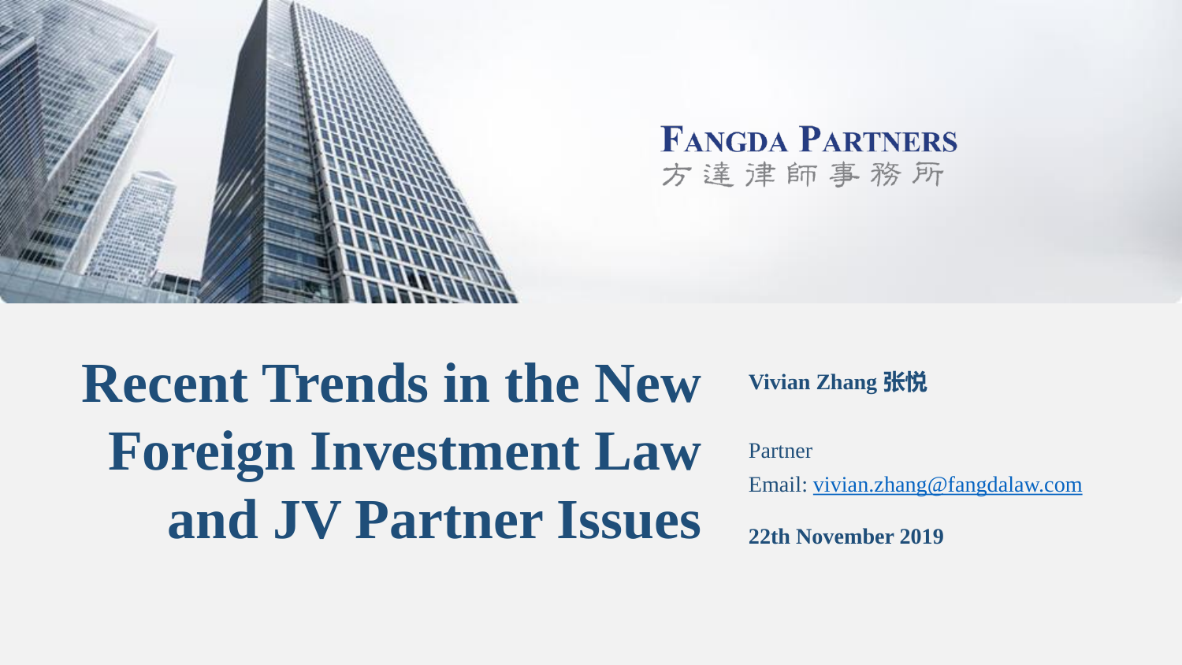FANGDA PARTNERS
方達律師事務所

# Recent Trends in the New Foreign Investment Law and JV Partner Issues

**Vivian Zhang 张悦**

Partner

Email: vivian.zhang@fangdalaw.com

**22th November 2019**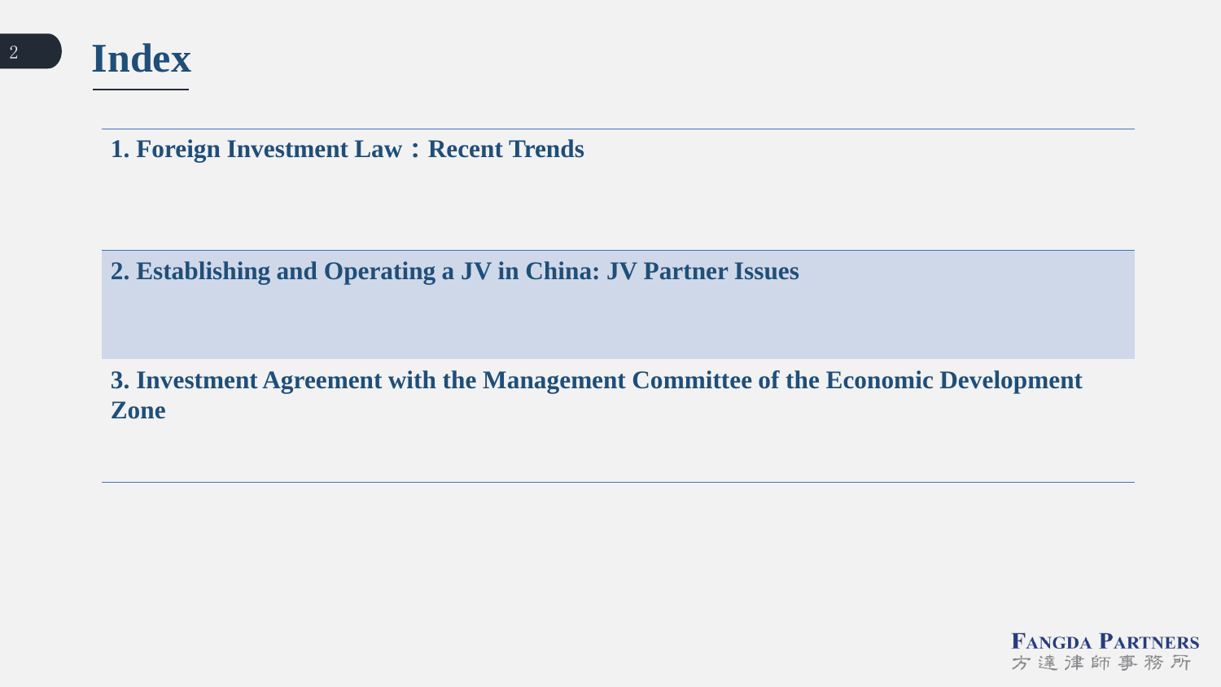# Index

**1. Foreign Investment Law：Recent Trends**

**2. Establishing and Operating a JV in China: JV Partner Issues**

**3. Investment Agreement with the Management Committee of the Economic Development Zone**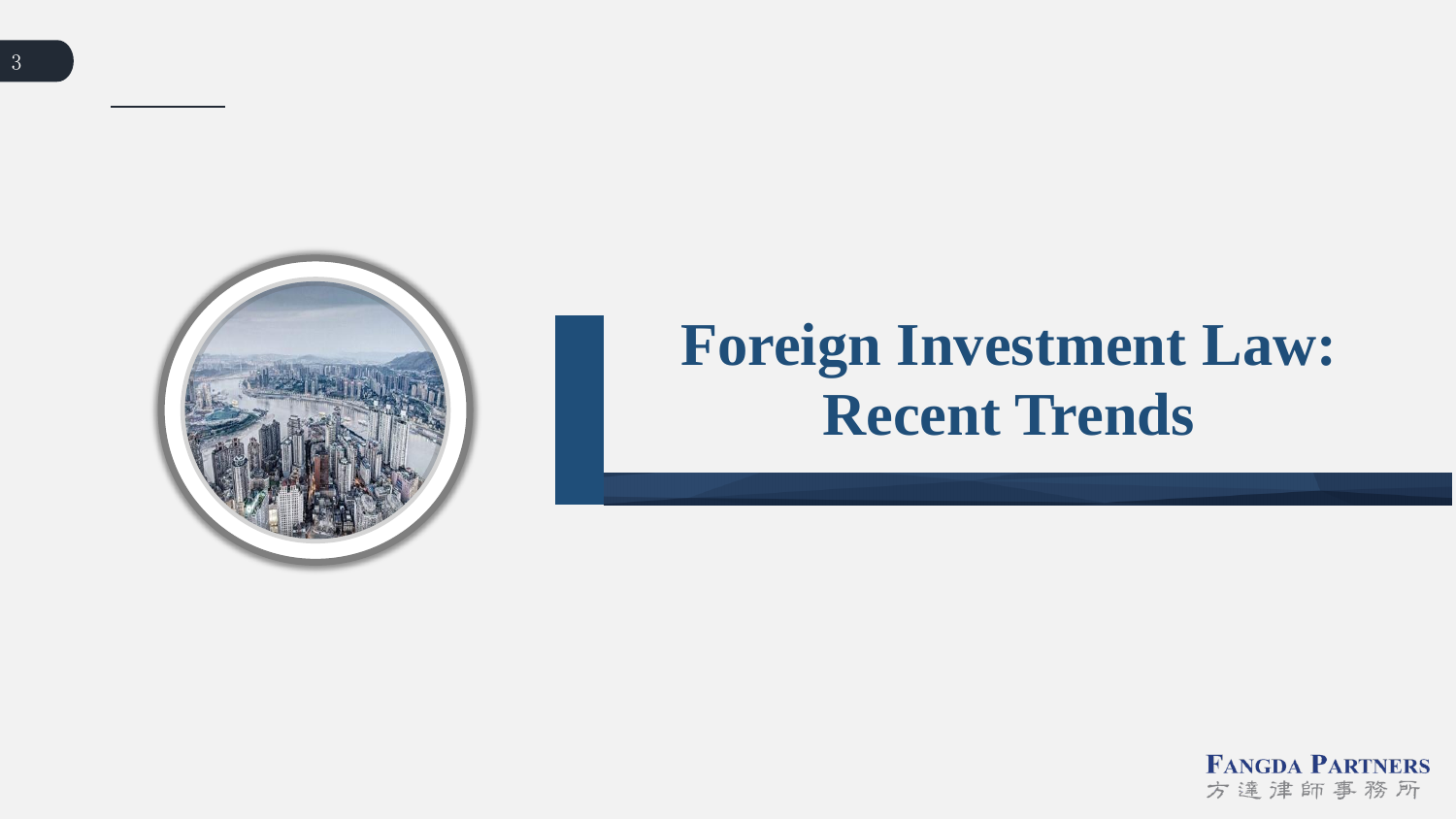# Foreign Investment Law: Recent Trends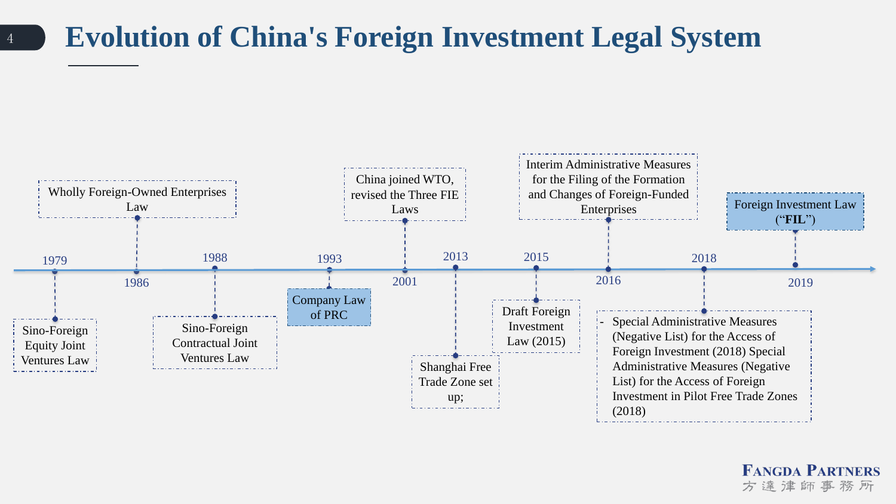# Evolution of China's Foreign Investment Legal System

- **1979**: Sino-Foreign Equity Joint Ventures Law
- **1986**: Wholly Foreign-Owned Enterprises Law
- **1988**: Sino-Foreign Contractual Joint Ventures Law
- **1993**: Company Law of PRC
- **2001**: China joined WTO, revised the Three FIE Laws
- **2013**: Shanghai Free Trade Zone set up;
- **2015**: Draft Foreign Investment Law (2015)
- **2016**: Interim Administrative Measures for the Filing of the Formation and Changes of Foreign-Funded Enterprises
- **2018**:
  - Special Administrative Measures (Negative List) for the Access of Foreign Investment (2018) Special Administrative Measures (Negative List) for the Access of Foreign Investment in Pilot Free Trade Zones (2018)
- **2019**: Foreign Investment Law (“**FIL**”)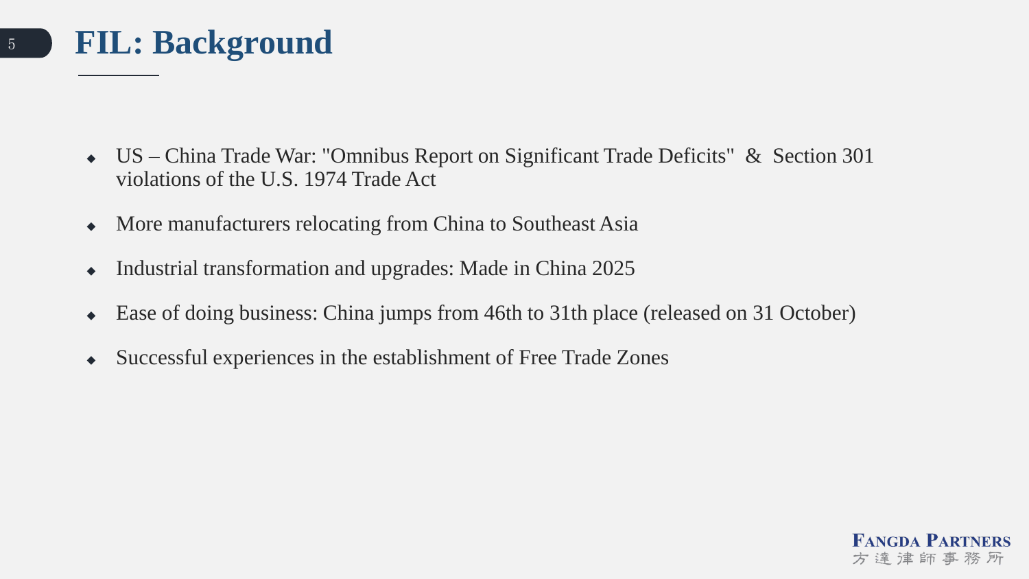# FIL: Background

- US – China Trade War: "Omnibus Report on Significant Trade Deficits" & Section 301 violations of the U.S. 1974 Trade Act
- More manufacturers relocating from China to Southeast Asia
- Industrial transformation and upgrades: Made in China 2025
- Ease of doing business: China jumps from 46th to 31th place (released on 31 October)
- Successful experiences in the establishment of Free Trade Zones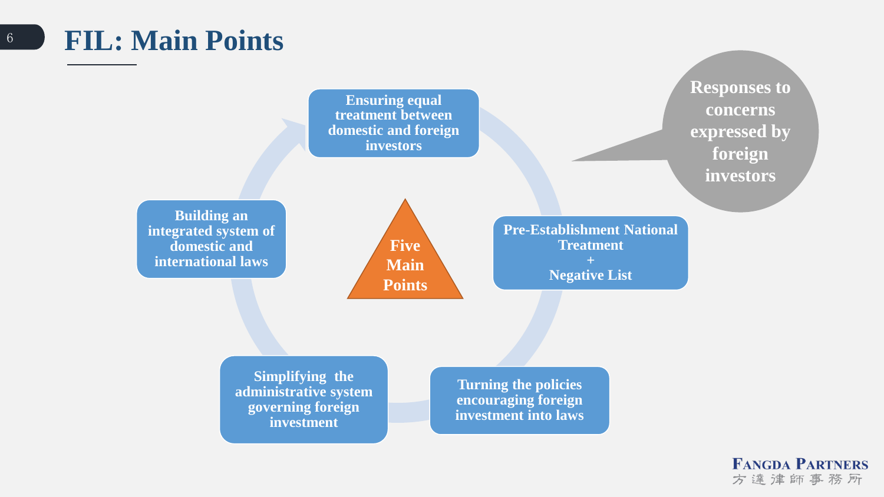# FIL: Main Points

**Five Main Points**

- Ensuring equal treatment between domestic and foreign investors
- Pre-Establishment National Treatment + Negative List
- Turning the policies encouraging foreign investment into laws
- Simplifying the administrative system governing foreign investment
- Building an integrated system of domestic and international laws

Responses to concerns expressed by foreign investors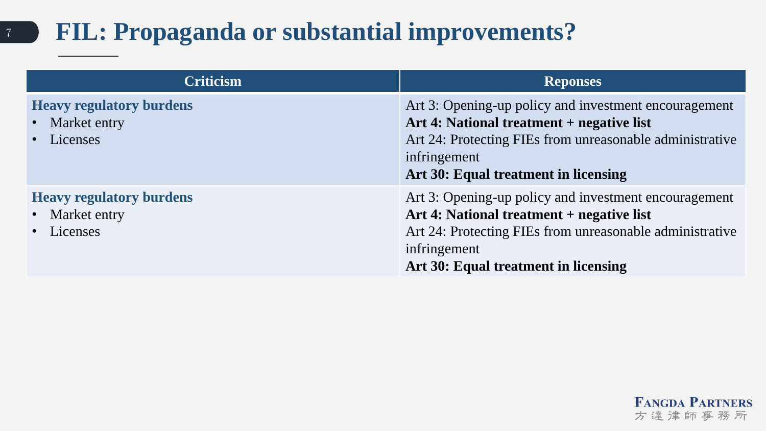# FIL: Propaganda or substantial improvements?

| Criticism | Reponses |
|---|---|
| **Heavy regulatory burdens**<br>• Market entry<br>• Licenses | Art 3: Opening-up policy and investment encouragement<br>**Art 4: National treatment + negative list**<br>Art 24: Protecting FIEs from unreasonable administrative infringement<br>**Art 30: Equal treatment in licensing** |
| **Heavy regulatory burdens**<br>• Market entry<br>• Licenses | Art 3: Opening-up policy and investment encouragement<br>**Art 4: National treatment + negative list**<br>Art 24: Protecting FIEs from unreasonable administrative infringement<br>**Art 30: Equal treatment in licensing** |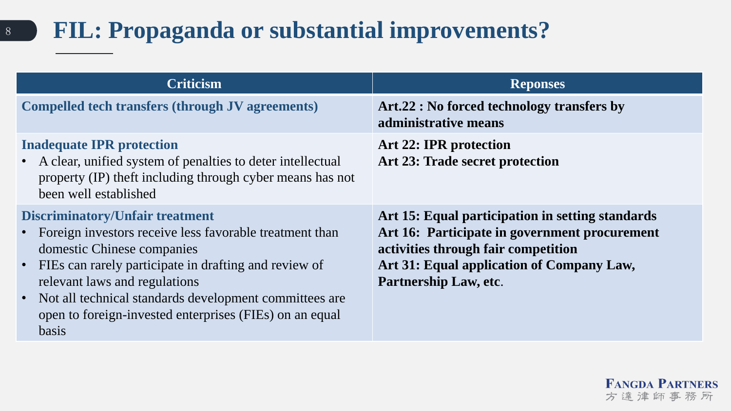# FIL: Propaganda or substantial improvements?

| Criticism | Reponses |
| --- | --- |
| **Compelled tech transfers (through JV agreements)** | **Art.22 : No forced technology transfers by administrative means** |
| **Inadequate IPR protection**<br>• A clear, unified system of penalties to deter intellectual property (IP) theft including through cyber means has not been well established | **Art 22: IPR protection**<br>**Art 23: Trade secret protection** |
| **Discriminatory/Unfair treatment**<br>• Foreign investors receive less favorable treatment than domestic Chinese companies<br>• FIEs can rarely participate in drafting and review of relevant laws and regulations<br>• Not all technical standards development committees are open to foreign-invested enterprises (FIEs) on an equal basis | **Art 15: Equal participation in setting standards**<br>**Art 16: Participate in government procurement activities through fair competition**<br>**Art 31: Equal application of Company Law, Partnership Law, etc**. |

FANGDA PARTNERS
方達律師事務所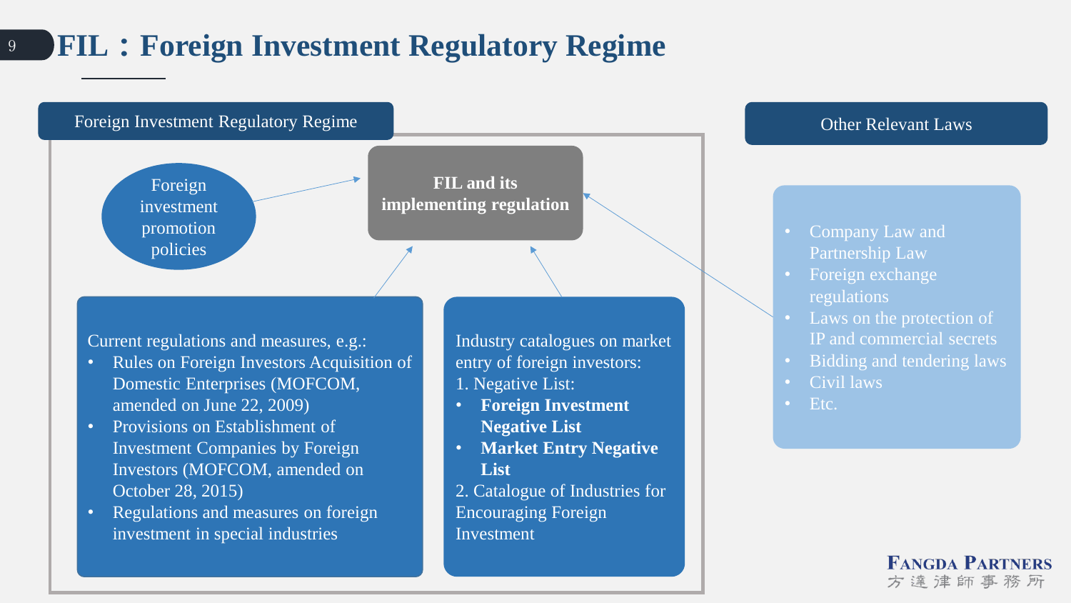# FIL：Foreign Investment Regulatory Regime

## Foreign Investment Regulatory Regime

**FIL and its implementing regulation**

Foreign investment promotion policies

Current regulations and measures, e.g.:

- Rules on Foreign Investors Acquisition of Domestic Enterprises (MOFCOM, amended on June 22, 2009)
- Provisions on Establishment of Investment Companies by Foreign Investors (MOFCOM, amended on October 28, 2015)
- Regulations and measures on foreign investment in special industries

Industry catalogues on market entry of foreign investors:

1. Negative List:
   - **Foreign Investment Negative List**
   - **Market Entry Negative List**
2. Catalogue of Industries for Encouraging Foreign Investment

## Other Relevant Laws

- Company Law and Partnership Law
- Foreign exchange regulations
- Laws on the protection of IP and commercial secrets
- Bidding and tendering laws
- Civil laws
- Etc.

FANGDA PARTNERS
方達律師事務所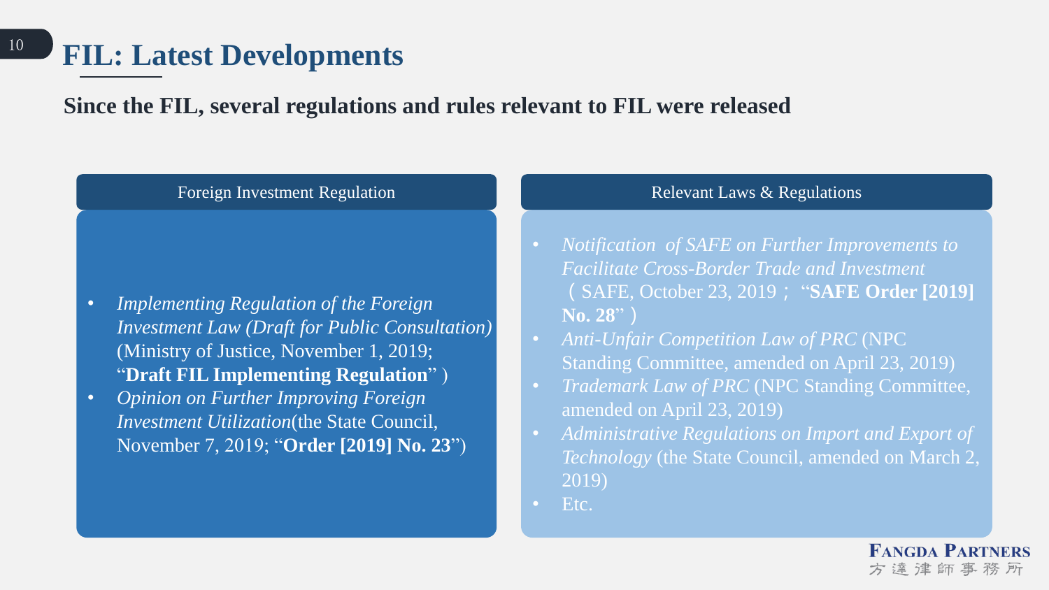# FIL: Latest Developments

**Since the FIL, several regulations and rules relevant to FIL were released**

## Foreign Investment Regulation

- *Implementing Regulation of the Foreign Investment Law (Draft for Public Consultation)* (Ministry of Justice, November 1, 2019; "**Draft FIL Implementing Regulation**" )
- *Opinion on Further Improving Foreign Investment Utilization*(the State Council, November 7, 2019; "**Order [2019] No. 23**")

## Relevant Laws & Regulations

- *Notification of SAFE on Further Improvements to Facilitate Cross-Border Trade and Investment* （SAFE, October 23, 2019； "**SAFE Order [2019] No. 28**" ）
- *Anti-Unfair Competition Law of PRC* (NPC Standing Committee, amended on April 23, 2019)
- *Trademark Law of PRC* (NPC Standing Committee, amended on April 23, 2019)
- *Administrative Regulations on Import and Export of Technology* (the State Council, amended on March 2, 2019)
- Etc.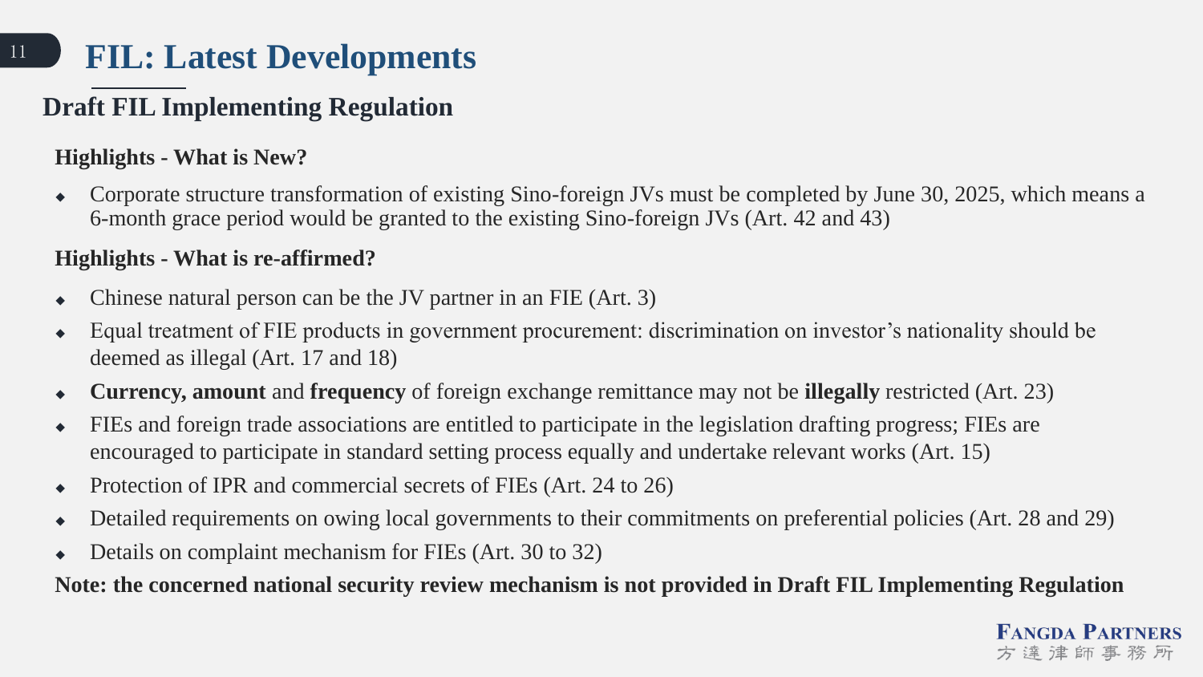# FIL: Latest Developments

## Draft FIL Implementing Regulation

### Highlights - What is New?

- Corporate structure transformation of existing Sino-foreign JVs must be completed by June 30, 2025, which means a 6-month grace period would be granted to the existing Sino-foreign JVs (Art. 42 and 43)

### Highlights - What is re-affirmed?

- Chinese natural person can be the JV partner in an FIE (Art. 3)
- Equal treatment of FIE products in government procurement: discrimination on investor's nationality should be deemed as illegal (Art. 17 and 18)
- **Currency, amount** and **frequency** of foreign exchange remittance may not be **illegally** restricted (Art. 23)
- FIEs and foreign trade associations are entitled to participate in the legislation drafting progress; FIEs are encouraged to participate in standard setting process equally and undertake relevant works (Art. 15)
- Protection of IPR and commercial secrets of FIEs (Art. 24 to 26)
- Detailed requirements on owing local governments to their commitments on preferential policies (Art. 28 and 29)
- Details on complaint mechanism for FIEs (Art. 30 to 32)

**Note: the concerned national security review mechanism is not provided in Draft FIL Implementing Regulation**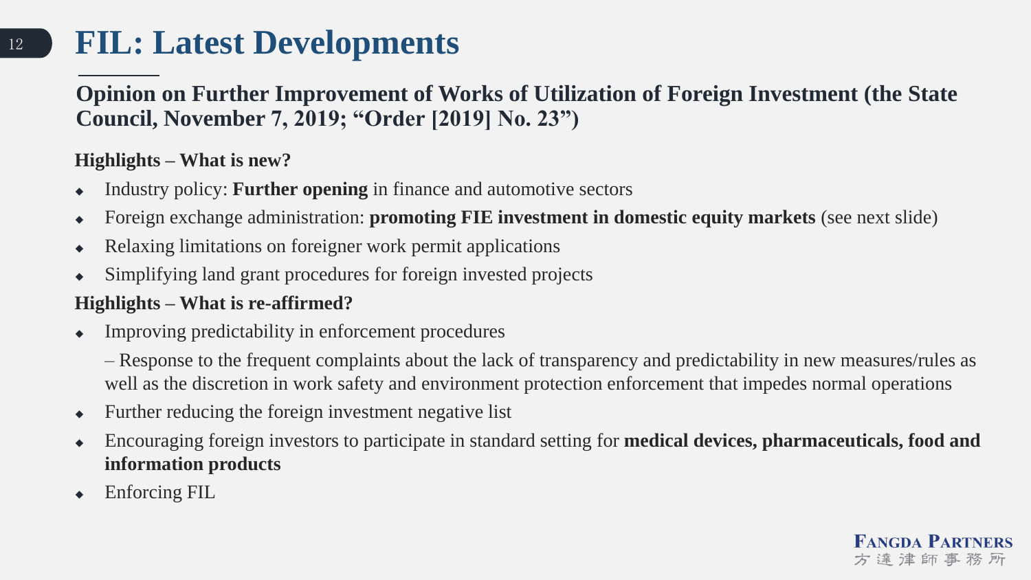# FIL: Latest Developments

## Opinion on Further Improvement of Works of Utilization of Foreign Investment (the State Council, November 7, 2019; "Order [2019] No. 23")

**Highlights – What is new?**

- Industry policy: **Further opening** in finance and automotive sectors
- Foreign exchange administration: **promoting FIE investment in domestic equity markets** (see next slide)
- Relaxing limitations on foreigner work permit applications
- Simplifying land grant procedures for foreign invested projects

**Highlights – What is re-affirmed?**

- Improving predictability in enforcement procedures

  – Response to the frequent complaints about the lack of transparency and predictability in new measures/rules as well as the discretion in work safety and environment protection enforcement that impedes normal operations
- Further reducing the foreign investment negative list
- Encouraging foreign investors to participate in standard setting for **medical devices, pharmaceuticals, food and information products**
- Enforcing FIL

FANGDA PARTNERS
方達律師事務所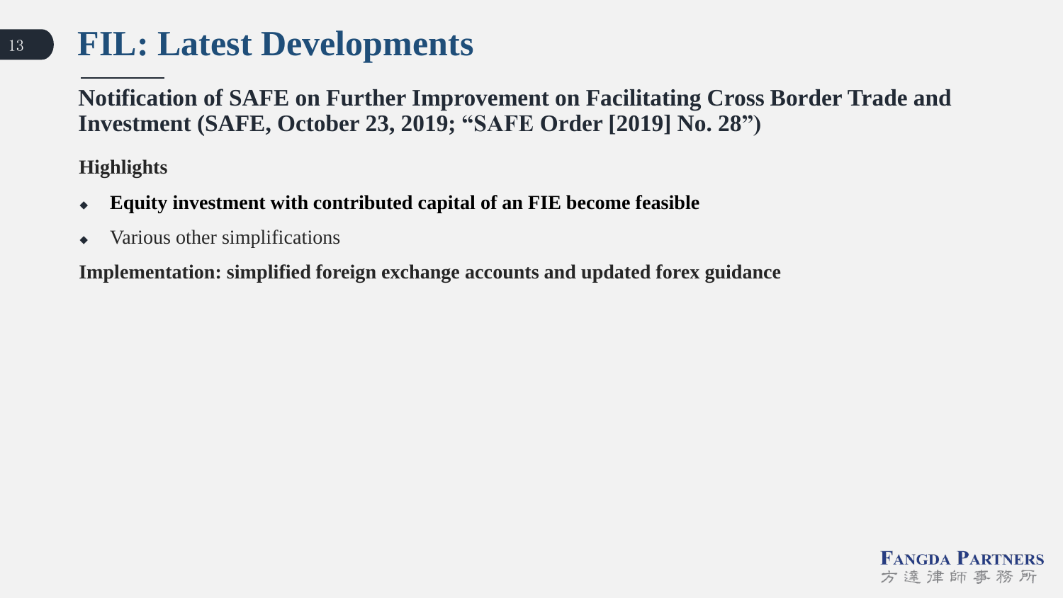# FIL: Latest Developments

**Notification of SAFE on Further Improvement on Facilitating Cross Border Trade and Investment (SAFE, October 23, 2019; "SAFE Order [2019] No. 28")**

**Highlights**

- **Equity investment with contributed capital of an FIE become feasible**
- Various other simplifications

**Implementation: simplified foreign exchange accounts and updated forex guidance**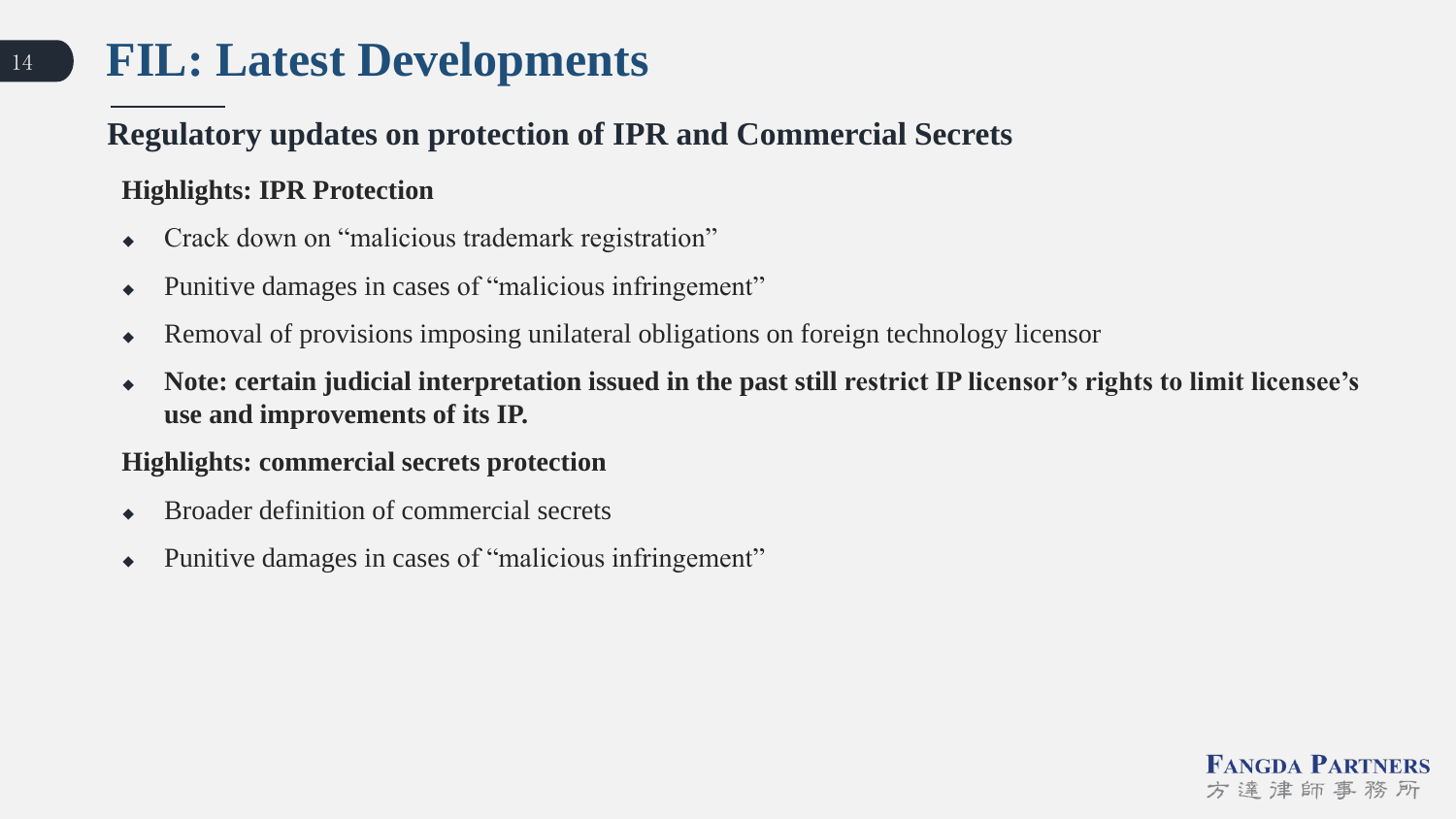# FIL: Latest Developments

## Regulatory updates on protection of IPR and Commercial Secrets

### Highlights: IPR Protection

- Crack down on “malicious trademark registration”
- Punitive damages in cases of “malicious infringement”
- Removal of provisions imposing unilateral obligations on foreign technology licensor
- **Note: certain judicial interpretation issued in the past still restrict IP licensor’s rights to limit licensee’s use and improvements of its IP.**

### Highlights: commercial secrets protection

- Broader definition of commercial secrets
- Punitive damages in cases of “malicious infringement”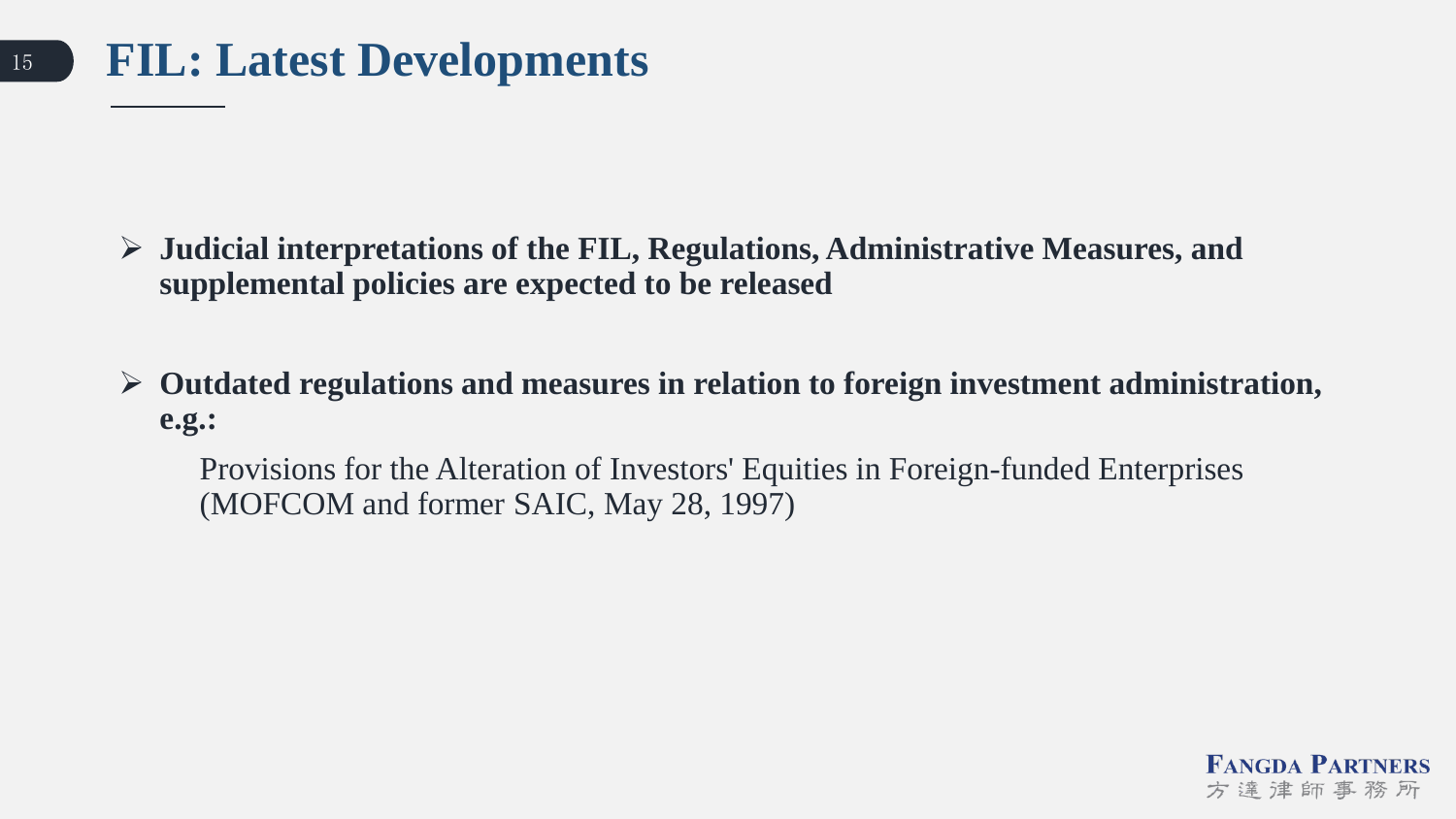# FIL: Latest Developments

- **Judicial interpretations of the FIL, Regulations, Administrative Measures, and supplemental policies are expected to be released**

- **Outdated regulations and measures in relation to foreign investment administration, e.g.:**

  Provisions for the Alteration of Investors' Equities in Foreign-funded Enterprises (MOFCOM and former SAIC, May 28, 1997)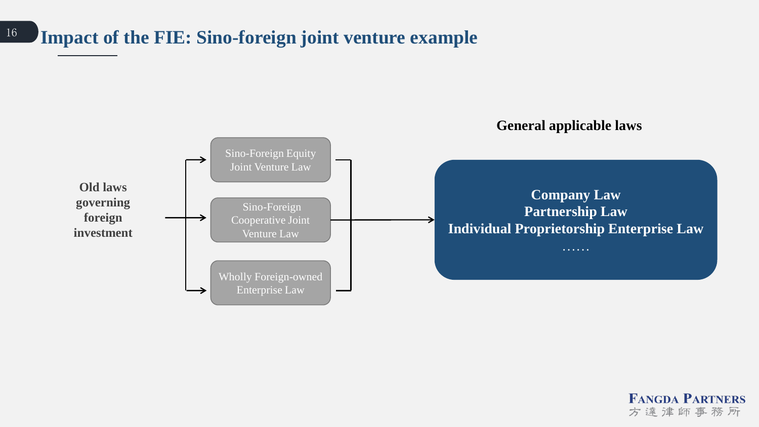# Impact of the FIE: Sino-foreign joint venture example

**Old laws governing foreign investment**

- Sino-Foreign Equity Joint Venture Law
- Sino-Foreign Cooperative Joint Venture Law
- Wholly Foreign-owned Enterprise Law

**General applicable laws**

**Company Law**
**Partnership Law**
**Individual Proprietorship Enterprise Law**
……

FANGDA PARTNERS
方達律師事務所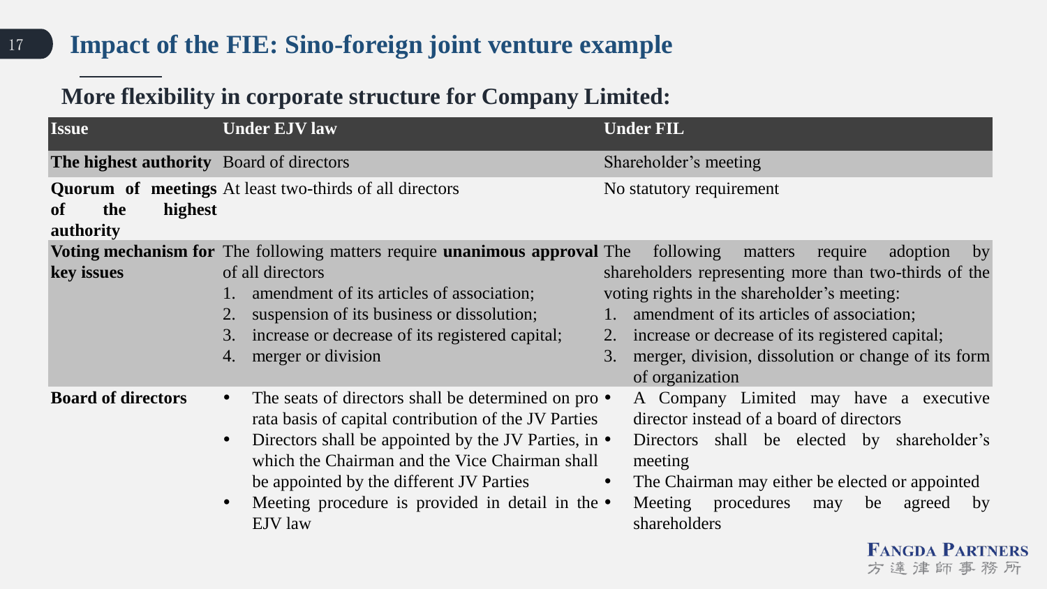# Impact of the FIE: Sino-foreign joint venture example

## More flexibility in corporate structure for Company Limited:

| Issue | Under EJV law | Under FIL |
|---|---|---|
| **The highest authority** | Board of directors | Shareholder's meeting |
| **Quorum of meetings of the highest authority** | At least two-thirds of all directors | No statutory requirement |
| **Voting mechanism for key issues** | The following matters require **unanimous approval** of all directors<br>1. amendment of its articles of association;<br>2. suspension of its business or dissolution;<br>3. increase or decrease of its registered capital;<br>4. merger or division | The following matters require adoption by shareholders representing more than two-thirds of the voting rights in the shareholder's meeting:<br>1. amendment of its articles of association;<br>2. increase or decrease of its registered capital;<br>3. merger, division, dissolution or change of its form of organization |
| **Board of directors** | • The seats of directors shall be determined on pro rata basis of capital contribution of the JV Parties<br>• Directors shall be appointed by the JV Parties, in which the Chairman and the Vice Chairman shall be appointed by the different JV Parties<br>• Meeting procedure is provided in detail in the EJV law | • A Company Limited may have a executive director instead of a board of directors<br>• Directors shall be elected by shareholder's meeting<br>• The Chairman may either be elected or appointed<br>• Meeting procedures may be agreed by shareholders |

FANGDA PARTNERS
方達律師事務所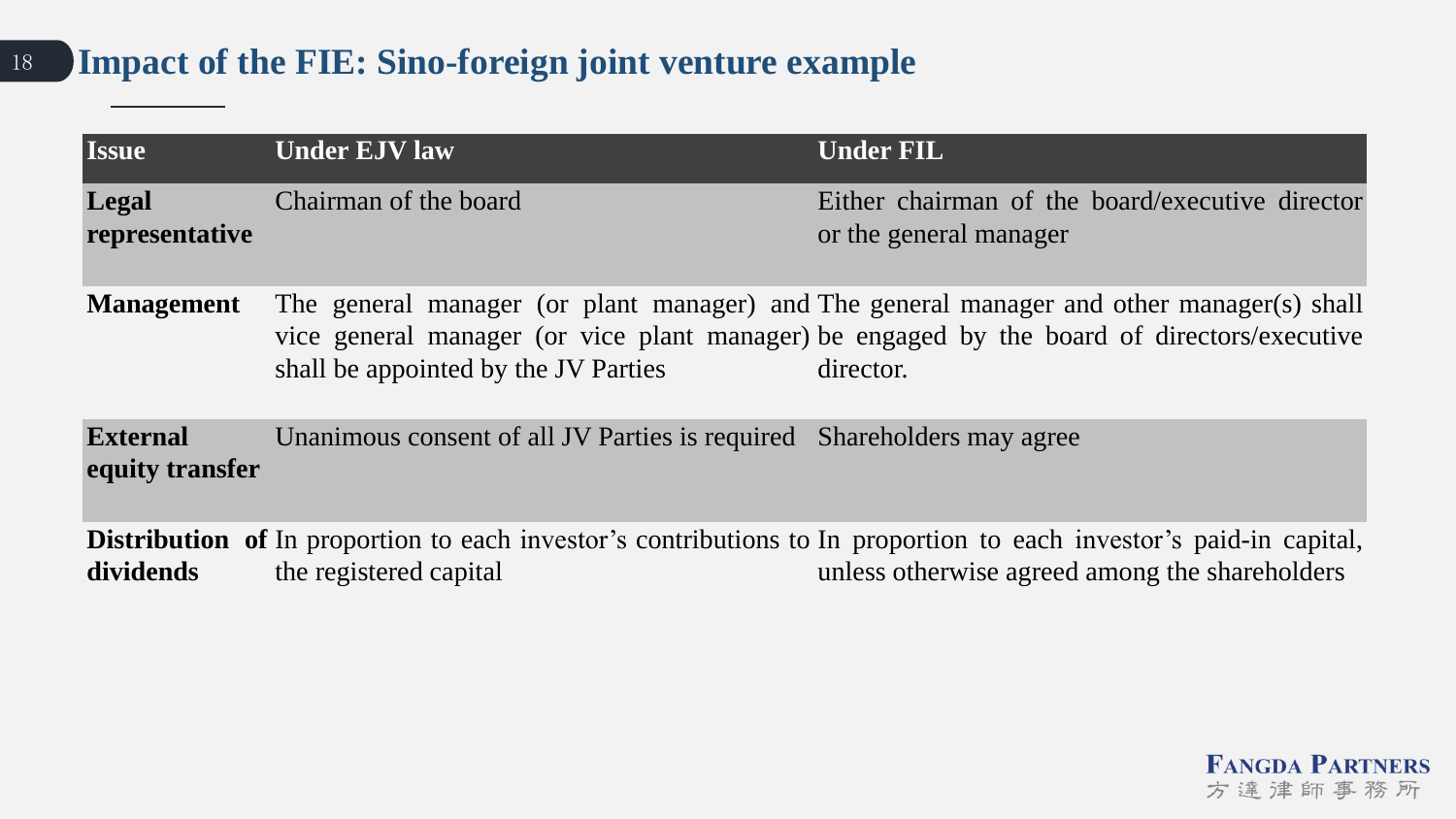# Impact of the FIE: Sino-foreign joint venture example

| Issue | Under EJV law | Under FIL |
|---|---|---|
| **Legal representative** | Chairman of the board | Either chairman of the board/executive director or the general manager |
| **Management** | The general manager (or plant manager) and vice general manager (or vice plant manager) shall be appointed by the JV Parties | The general manager and other manager(s) shall be engaged by the board of directors/executive director. |
| **External equity transfer** | Unanimous consent of all JV Parties is required | Shareholders may agree |
| **Distribution of dividends** | In proportion to each investor's contributions to the registered capital | In proportion to each investor's paid-in capital, unless otherwise agreed among the shareholders |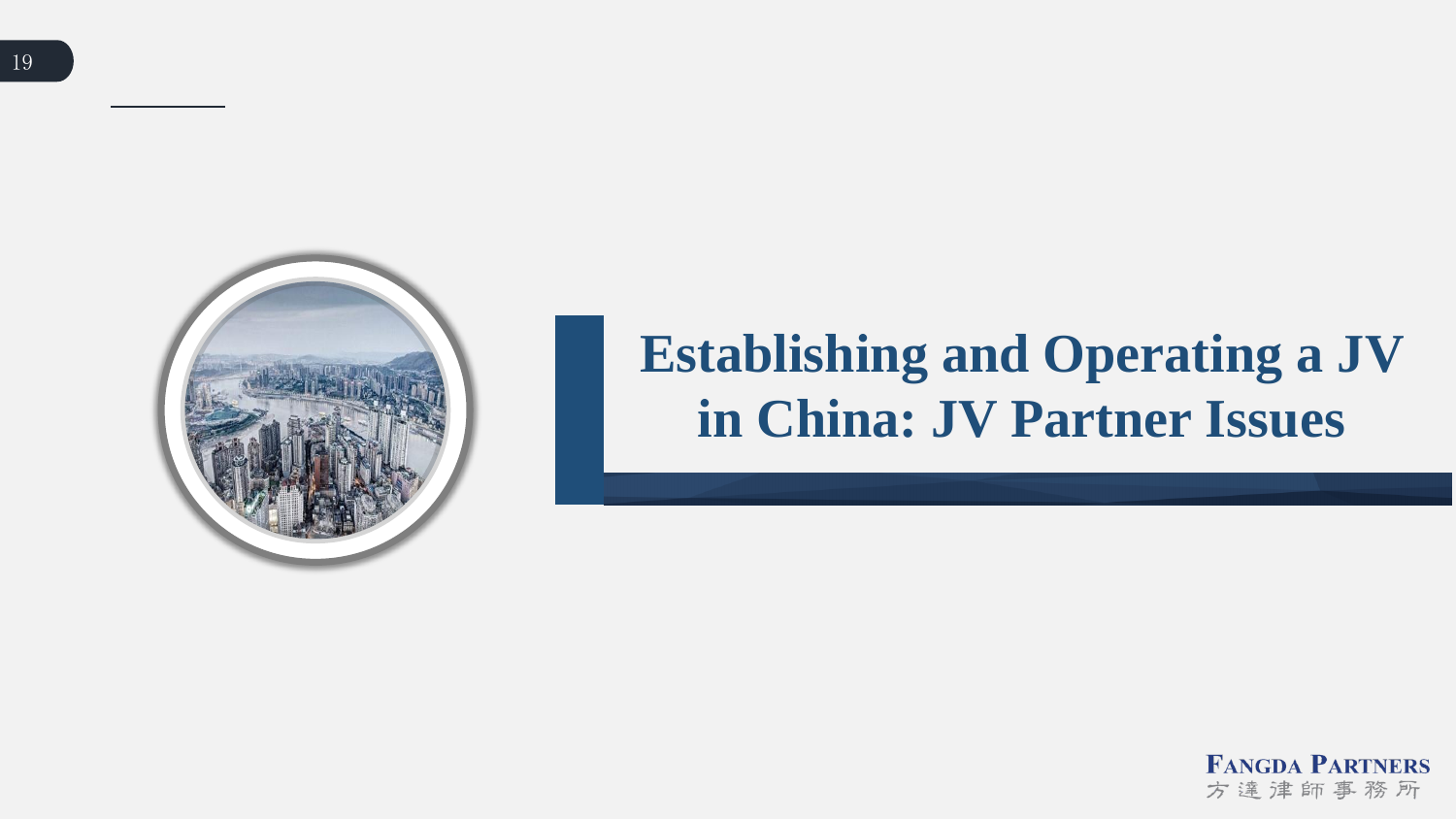# Establishing and Operating a JV in China: JV Partner Issues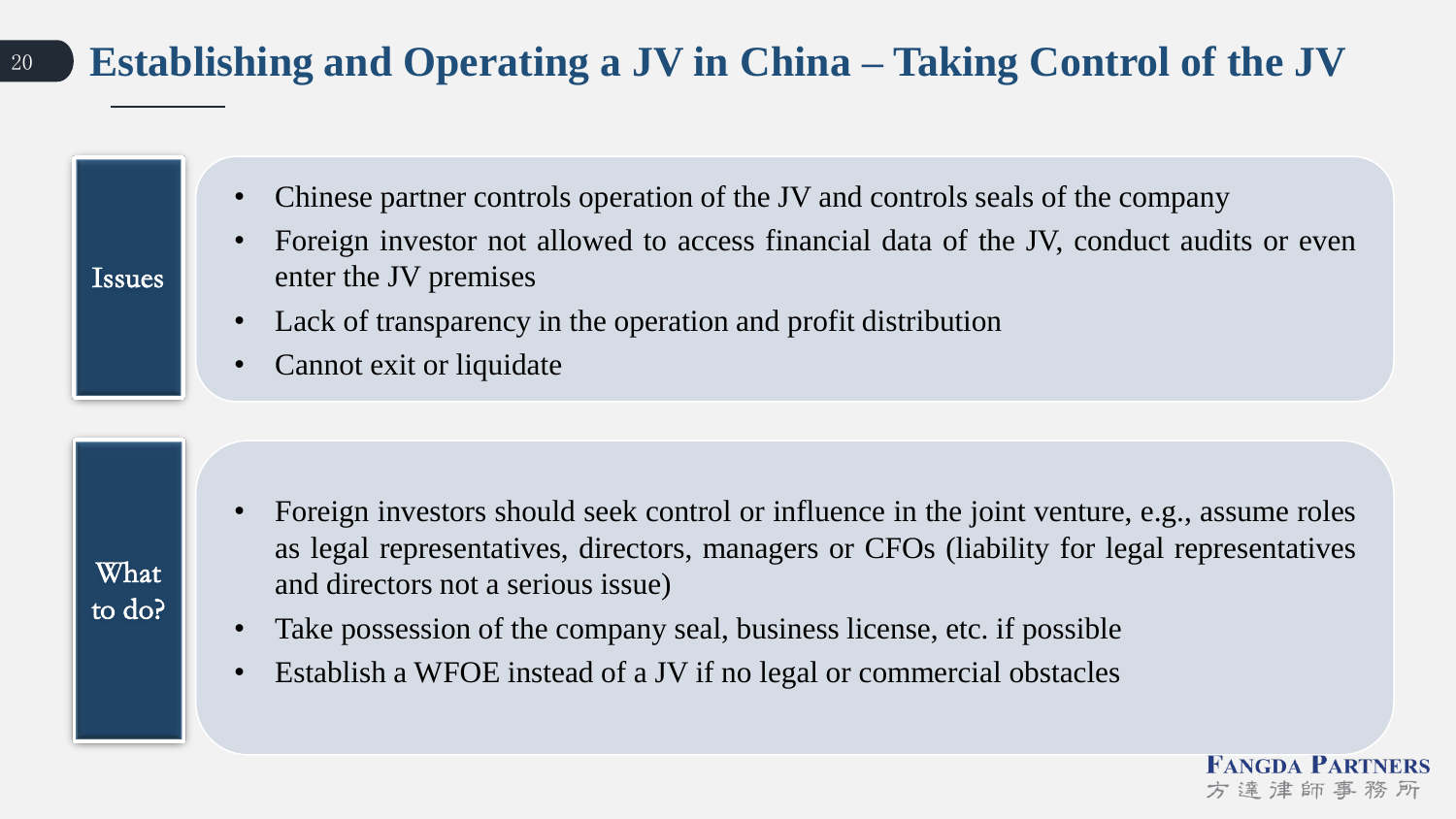# Establishing and Operating a JV in China – Taking Control of the JV

## Issues

- Chinese partner controls operation of the JV and controls seals of the company
- Foreign investor not allowed to access financial data of the JV, conduct audits or even enter the JV premises
- Lack of transparency in the operation and profit distribution
- Cannot exit or liquidate

## What to do?

- Foreign investors should seek control or influence in the joint venture, e.g., assume roles as legal representatives, directors, managers or CFOs (liability for legal representatives and directors not a serious issue)
- Take possession of the company seal, business license, etc. if possible
- Establish a WFOE instead of a JV if no legal or commercial obstacles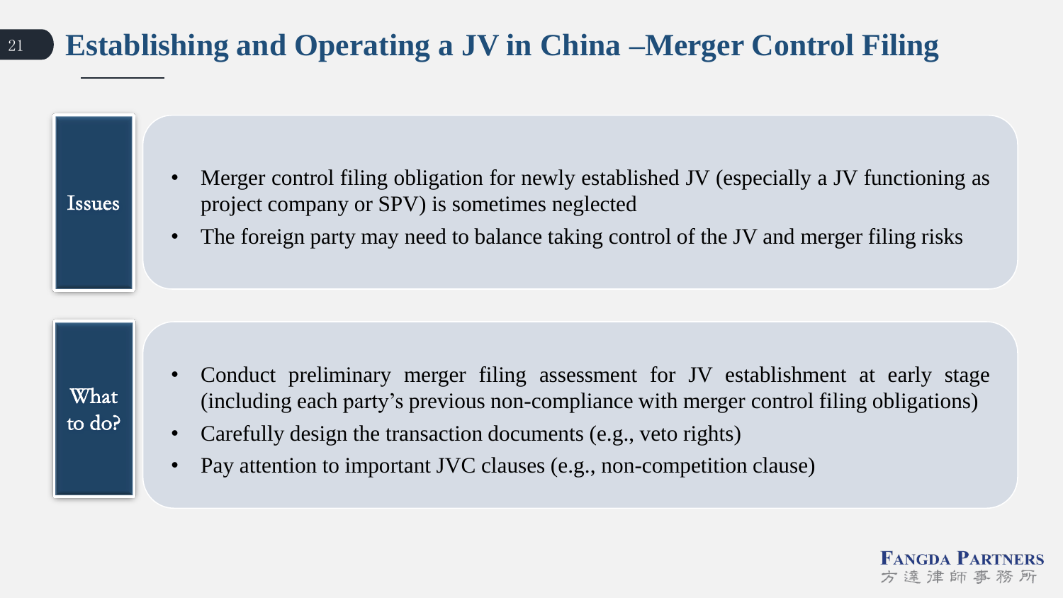# Establishing and Operating a JV in China –Merger Control Filing

## Issues

- Merger control filing obligation for newly established JV (especially a JV functioning as project company or SPV) is sometimes neglected
- The foreign party may need to balance taking control of the JV and merger filing risks

## What to do?

- Conduct preliminary merger filing assessment for JV establishment at early stage (including each party's previous non-compliance with merger control filing obligations)
- Carefully design the transaction documents (e.g., veto rights)
- Pay attention to important JVC clauses (e.g., non-competition clause)

FANGDA PARTNERS
方達律師事務所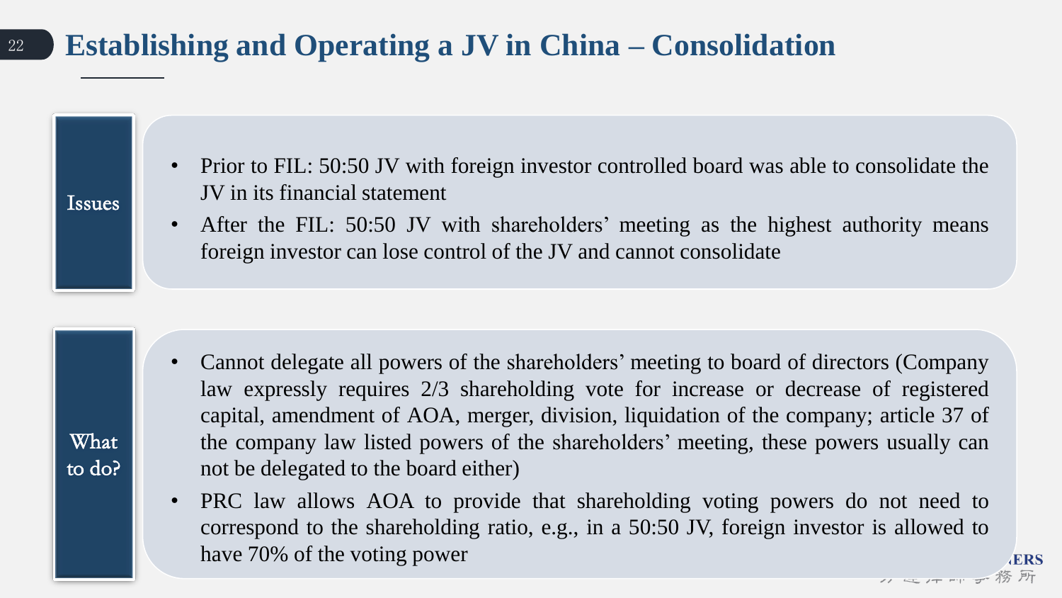# Establishing and Operating a JV in China – Consolidation

**Issues**

- Prior to FIL: 50:50 JV with foreign investor controlled board was able to consolidate the JV in its financial statement
- After the FIL: 50:50 JV with shareholders' meeting as the highest authority means foreign investor can lose control of the JV and cannot consolidate

**What to do?**

- Cannot delegate all powers of the shareholders' meeting to board of directors (Company law expressly requires 2/3 shareholding vote for increase or decrease of registered capital, amendment of AOA, merger, division, liquidation of the company; article 37 of the company law listed powers of the shareholders' meeting, these powers usually can not be delegated to the board either)
- PRC law allows AOA to provide that shareholding voting powers do not need to correspond to the shareholding ratio, e.g., in a 50:50 JV, foreign investor is allowed to have 70% of the voting power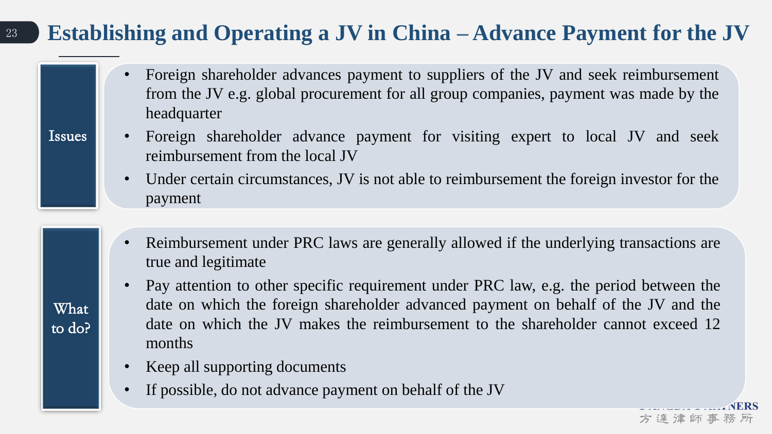# Establishing and Operating a JV in China – Advance Payment for the JV

## Issues

- Foreign shareholder advances payment to suppliers of the JV and seek reimbursement from the JV e.g. global procurement for all group companies, payment was made by the headquarter
- Foreign shareholder advance payment for visiting expert to local JV and seek reimbursement from the local JV
- Under certain circumstances, JV is not able to reimbursement the foreign investor for the payment

## What to do?

- Reimbursement under PRC laws are generally allowed if the underlying transactions are true and legitimate
- Pay attention to other specific requirement under PRC law, e.g. the period between the date on which the foreign shareholder advanced payment on behalf of the JV and the date on which the JV makes the reimbursement to the shareholder cannot exceed 12 months
- Keep all supporting documents
- If possible, do not advance payment on behalf of the JV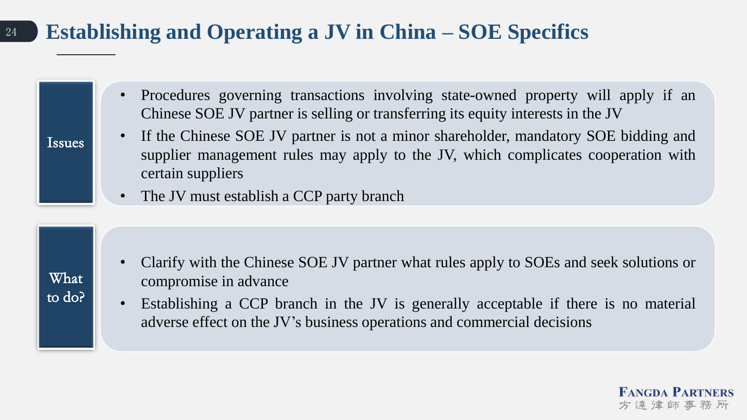# Establishing and Operating a JV in China – SOE Specifics

**Issues**

- Procedures governing transactions involving state-owned property will apply if an Chinese SOE JV partner is selling or transferring its equity interests in the JV
- If the Chinese SOE JV partner is not a minor shareholder, mandatory SOE bidding and supplier management rules may apply to the JV, which complicates cooperation with certain suppliers
- The JV must establish a CCP party branch

**What to do?**

- Clarify with the Chinese SOE JV partner what rules apply to SOEs and seek solutions or compromise in advance
- Establishing a CCP branch in the JV is generally acceptable if there is no material adverse effect on the JV's business operations and commercial decisions

FANGDA PARTNERS
方達律師事務所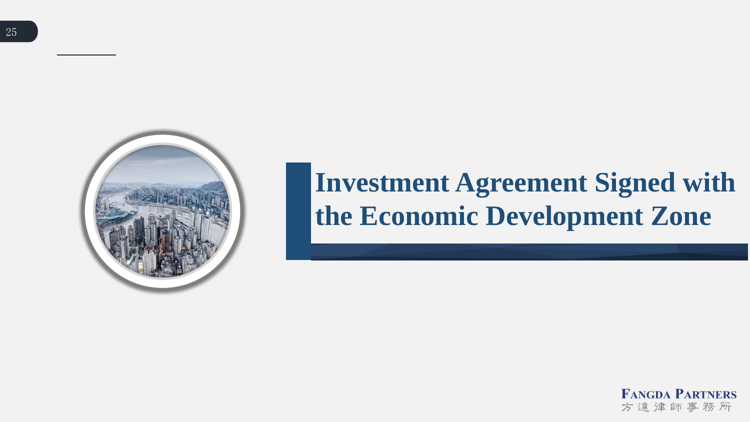# Investment Agreement Signed with the Economic Development Zone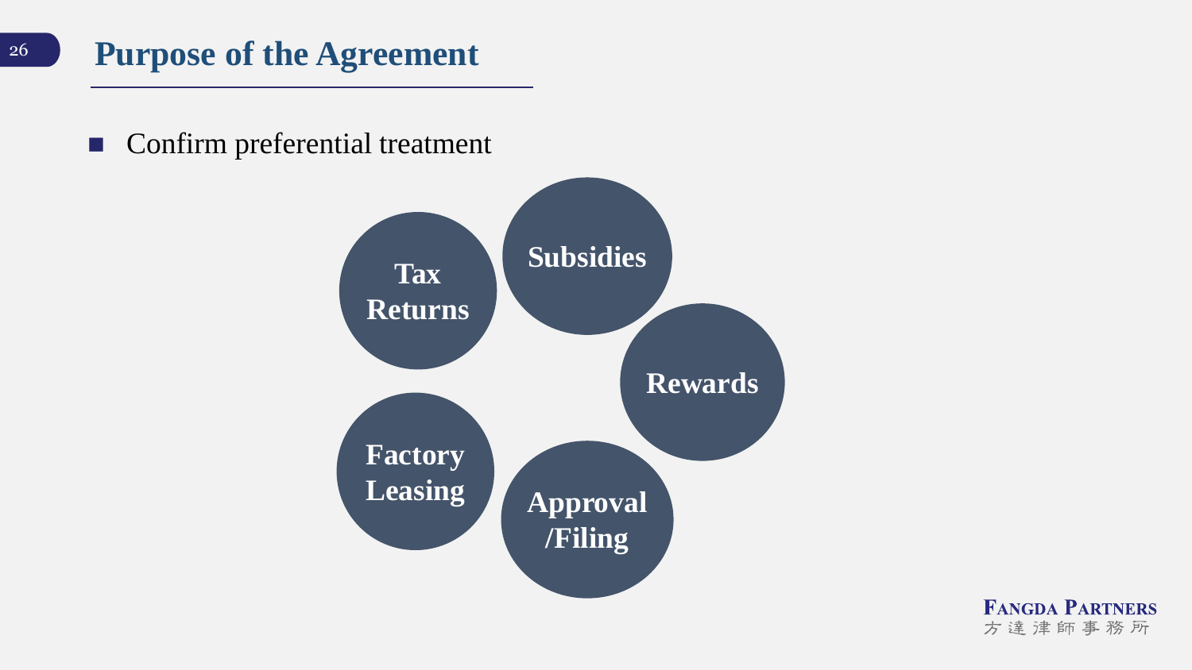# Purpose of the Agreement

- Confirm preferential treatment

Tax Returns

Subsidies

Rewards

Factory Leasing

Approval /Filing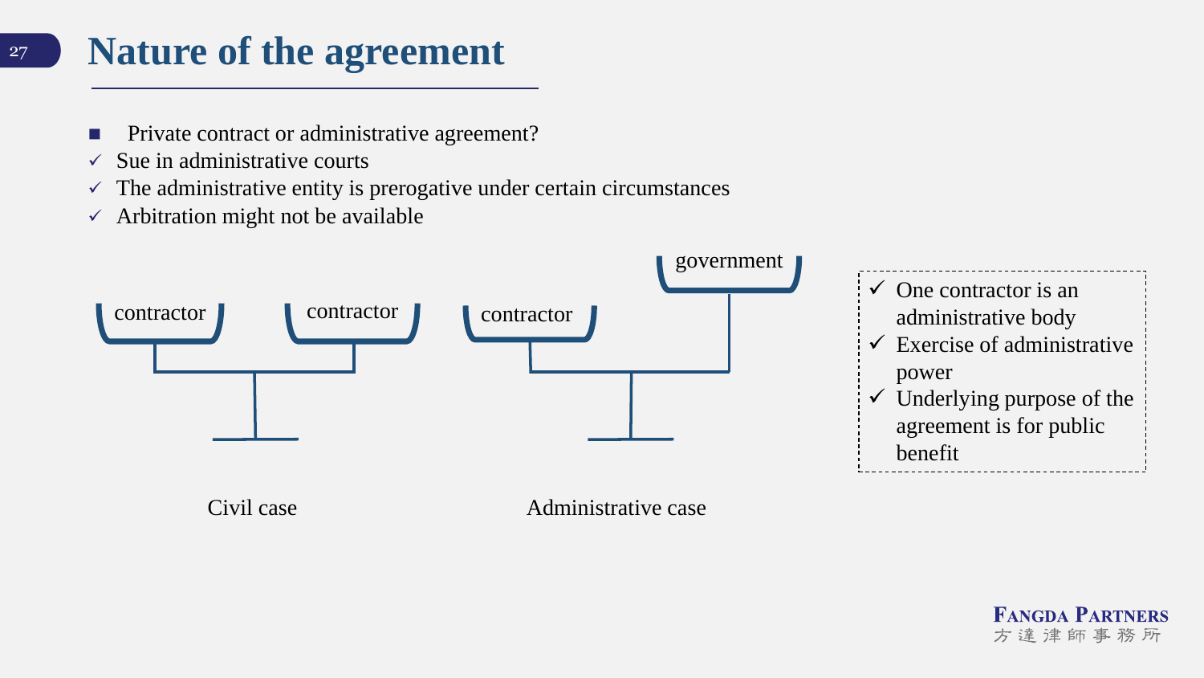# Nature of the agreement

- Private contract or administrative agreement?
- ✓ Sue in administrative courts
- ✓ The administrative entity is prerogative under certain circumstances
- ✓ Arbitration might not be available

contractor contractor

Civil case

contractor government

Administrative case

- ✓ One contractor is an administrative body
- ✓ Exercise of administrative power
- ✓ Underlying purpose of the agreement is for public benefit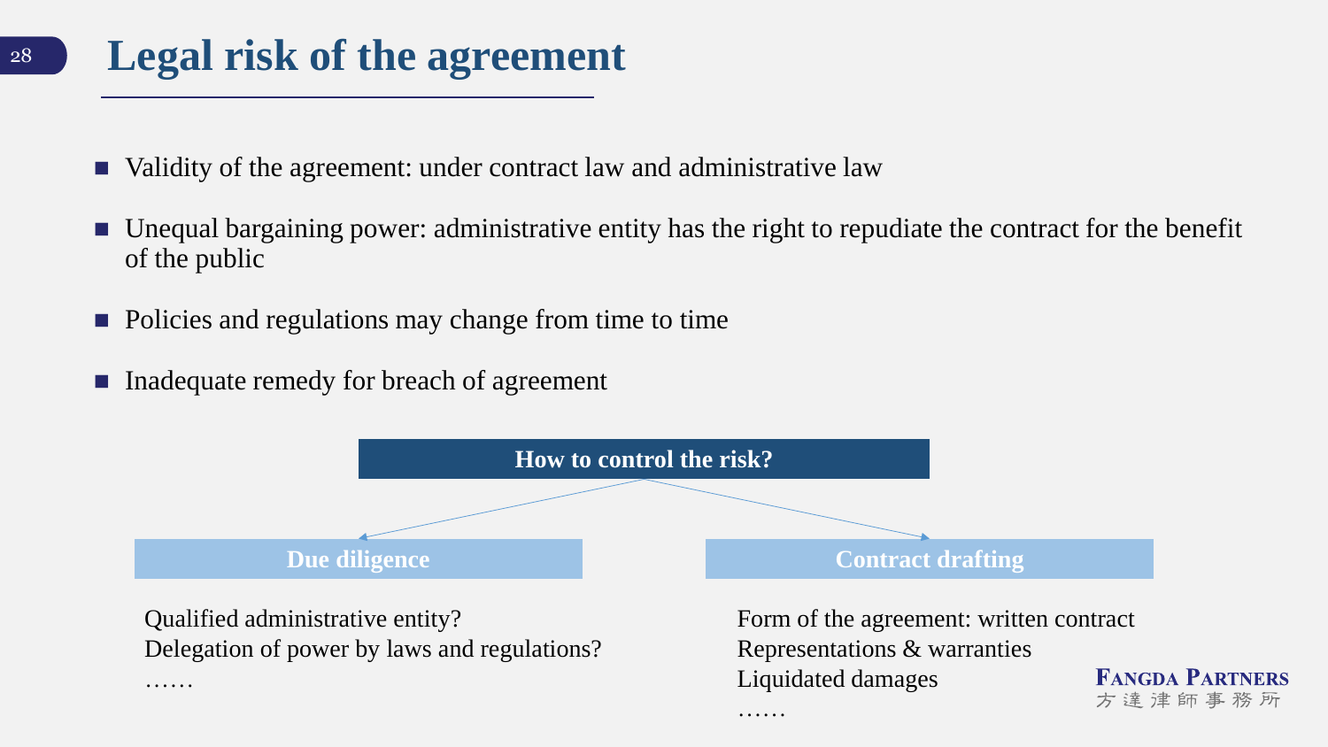# Legal risk of the agreement

- Validity of the agreement: under contract law and administrative law
- Unequal bargaining power: administrative entity has the right to repudiate the contract for the benefit of the public
- Policies and regulations may change from time to time
- Inadequate remedy for breach of agreement

**How to control the risk?**

**Due diligence**

Qualified administrative entity?
Delegation of power by laws and regulations?
……

**Contract drafting**

Form of the agreement: written contract
Representations & warranties
Liquidated damages
……

FANGDA PARTNERS
方達律師事務所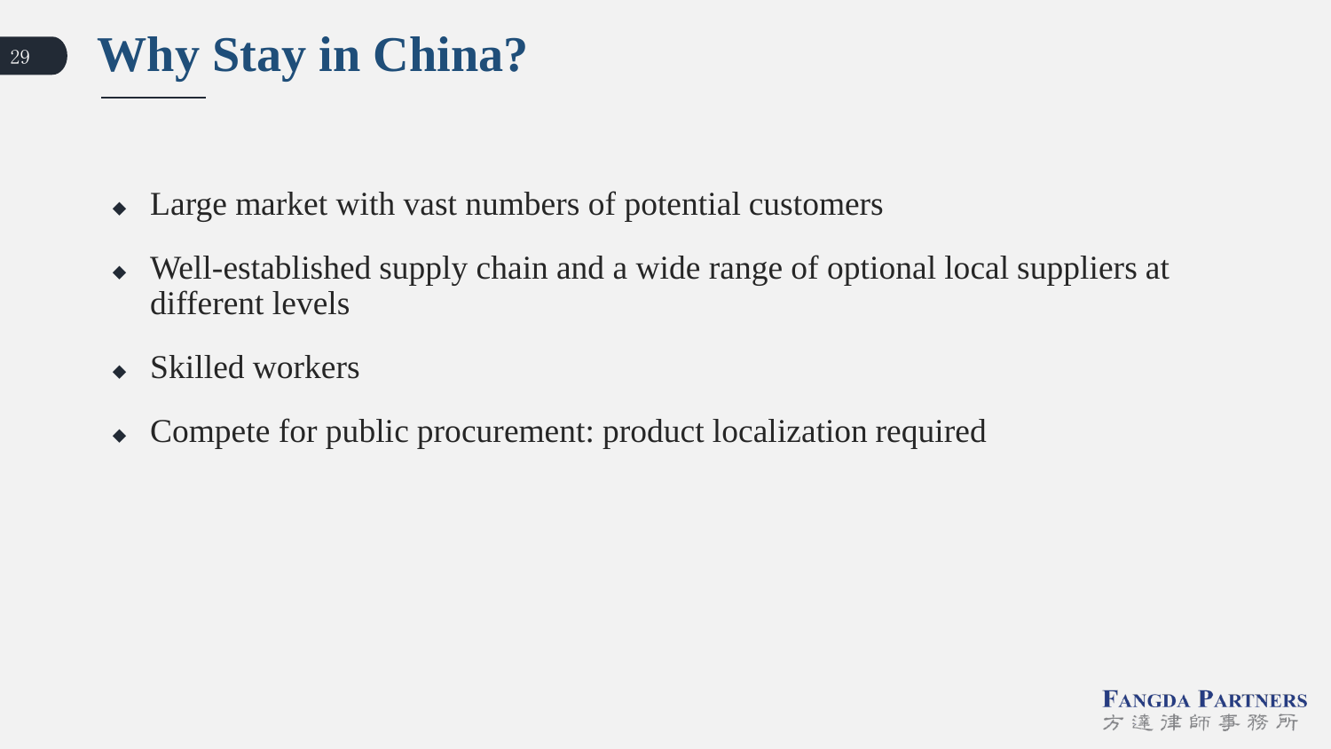# Why Stay in China?

- Large market with vast numbers of potential customers
- Well-established supply chain and a wide range of optional local suppliers at different levels
- Skilled workers
- Compete for public procurement: product localization required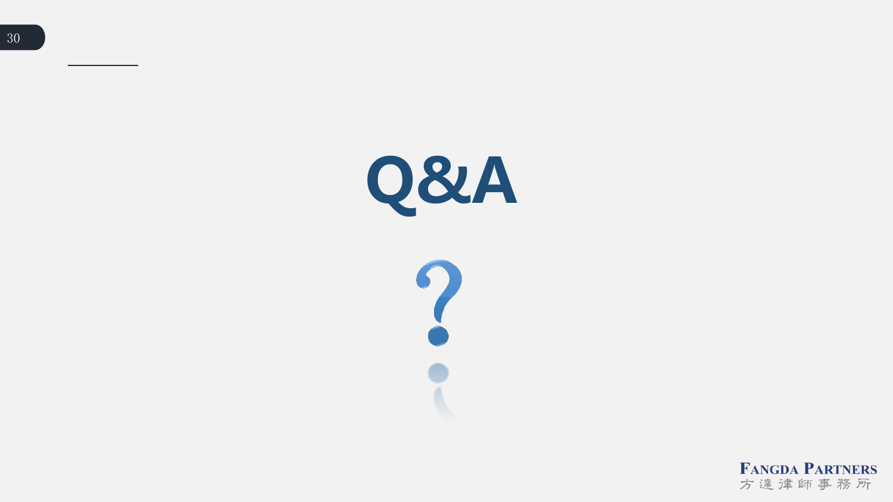# Q&A